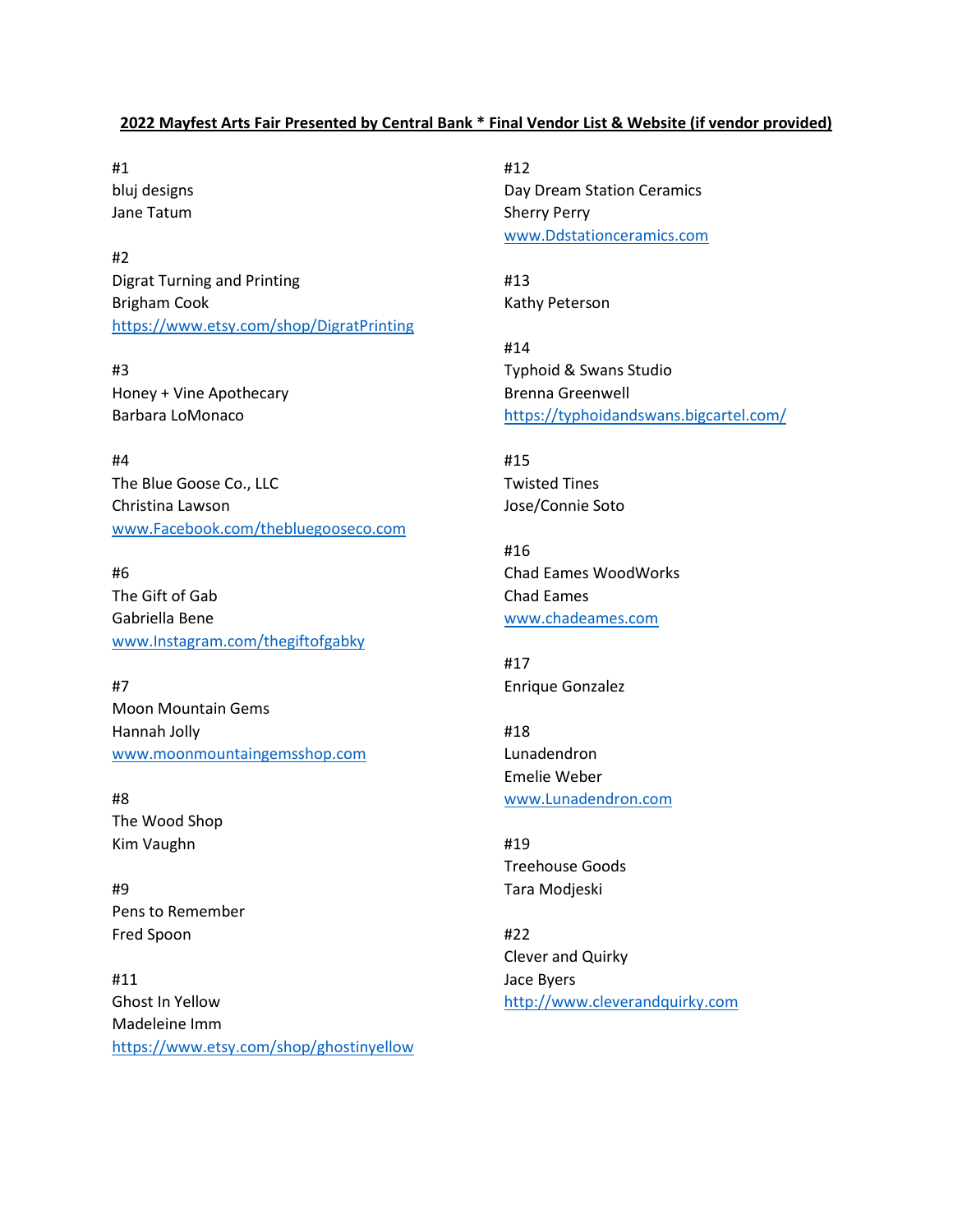**2022 Mayfest Arts Fair Presented by Central Bank * Final Vendor List & Website (if vendor provided)**

#1
bluj designs
Jane Tatum

#2
Digrat Turning and Printing
Brigham Cook
https://www.etsy.com/shop/DigratPrinting

#3
Honey + Vine Apothecary
Barbara LoMonaco

#4
The Blue Goose Co., LLC
Christina Lawson
www.Facebook.com/thebluegooseco.com

#6
The Gift of Gab
Gabriella Bene
www.Instagram.com/thegiftofgabky

#7
Moon Mountain Gems
Hannah Jolly
www.moonmountaingemsshop.com

#8
The Wood Shop
Kim Vaughn

#9
Pens to Remember
Fred Spoon

#11
Ghost In Yellow
Madeleine Imm
https://www.etsy.com/shop/ghostinyellow

#12
Day Dream Station Ceramics
Sherry Perry
www.Ddstationceramics.com

#13
Kathy Peterson

#14
Typhoid & Swans Studio
Brenna Greenwell
https://typhoidandswans.bigcartel.com/

#15
Twisted Tines
Jose/Connie Soto

#16
Chad Eames WoodWorks
Chad Eames
www.chadeames.com

#17
Enrique Gonzalez

#18
Lunadendron
Emelie Weber
www.Lunadendron.com

#19
Treehouse Goods
Tara Modjeski

#22
Clever and Quirky
Jace Byers
http://www.cleverandquirky.com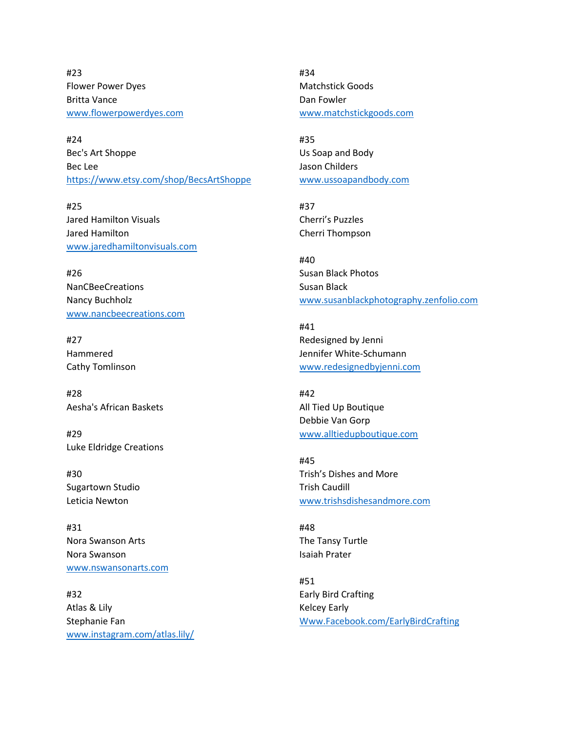#23
Flower Power Dyes
Britta Vance
www.flowerpowerdyes.com

#24
Bec's Art Shoppe
Bec Lee
https://www.etsy.com/shop/BecsArtShoppe

#25
Jared Hamilton Visuals
Jared Hamilton
www.jaredhamiltonvisuals.com

#26
NanCBeeCreations
Nancy Buchholz
www.nancbeecreations.com

#27
Hammered
Cathy Tomlinson

#28
Aesha's African Baskets

#29
Luke Eldridge Creations

#30
Sugartown Studio
Leticia Newton

#31
Nora Swanson Arts
Nora Swanson
www.nswansonarts.com

#32
Atlas & Lily
Stephanie Fan
www.instagram.com/atlas.lily/

#34
Matchstick Goods
Dan Fowler
www.matchstickgoods.com

#35
Us Soap and Body
Jason Childers
www.ussoapandbody.com

#37
Cherri's Puzzles
Cherri Thompson

#40
Susan Black Photos
Susan Black
www.susanblackphotography.zenfolio.com

#41
Redesigned by Jenni
Jennifer White-Schumann
www.redesignedbyjenni.com

#42
All Tied Up Boutique
Debbie Van Gorp
www.alltiedupboutique.com

#45
Trish's Dishes and More
Trish Caudill
www.trishsdishesandmore.com

#48
The Tansy Turtle
Isaiah Prater

#51
Early Bird Crafting
Kelcey Early
Www.Facebook.com/EarlyBirdCrafting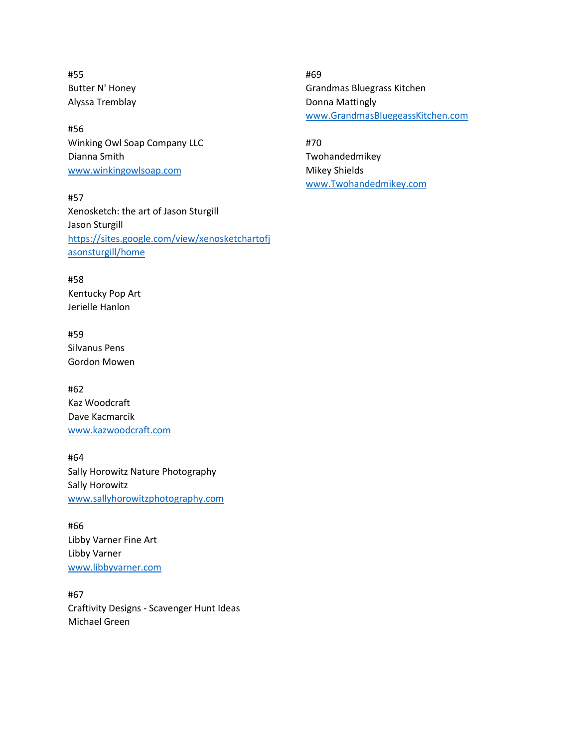#55
Butter N' Honey
Alyssa Tremblay

#56
Winking Owl Soap Company LLC
Dianna Smith
www.winkingowlsoap.com

#57
Xenosketch: the art of Jason Sturgill
Jason Sturgill
https://sites.google.com/view/xenosketchartofjasonsturgill/home

#58
Kentucky Pop Art
Jerielle Hanlon

#59
Silvanus Pens
Gordon Mowen

#62
Kaz Woodcraft
Dave Kacmarcik
www.kazwoodcraft.com

#64
Sally Horowitz Nature Photography
Sally Horowitz
www.sallyhorowitzphotography.com

#66
Libby Varner Fine Art
Libby Varner
www.libbyvarner.com

#67
Craftivity Designs - Scavenger Hunt Ideas
Michael Green

#69
Grandmas Bluegrass Kitchen
Donna Mattingly
www.GrandmasBluegeassKitchen.com

#70
Twohandedmikey
Mikey Shields
www.Twohandedmikey.com